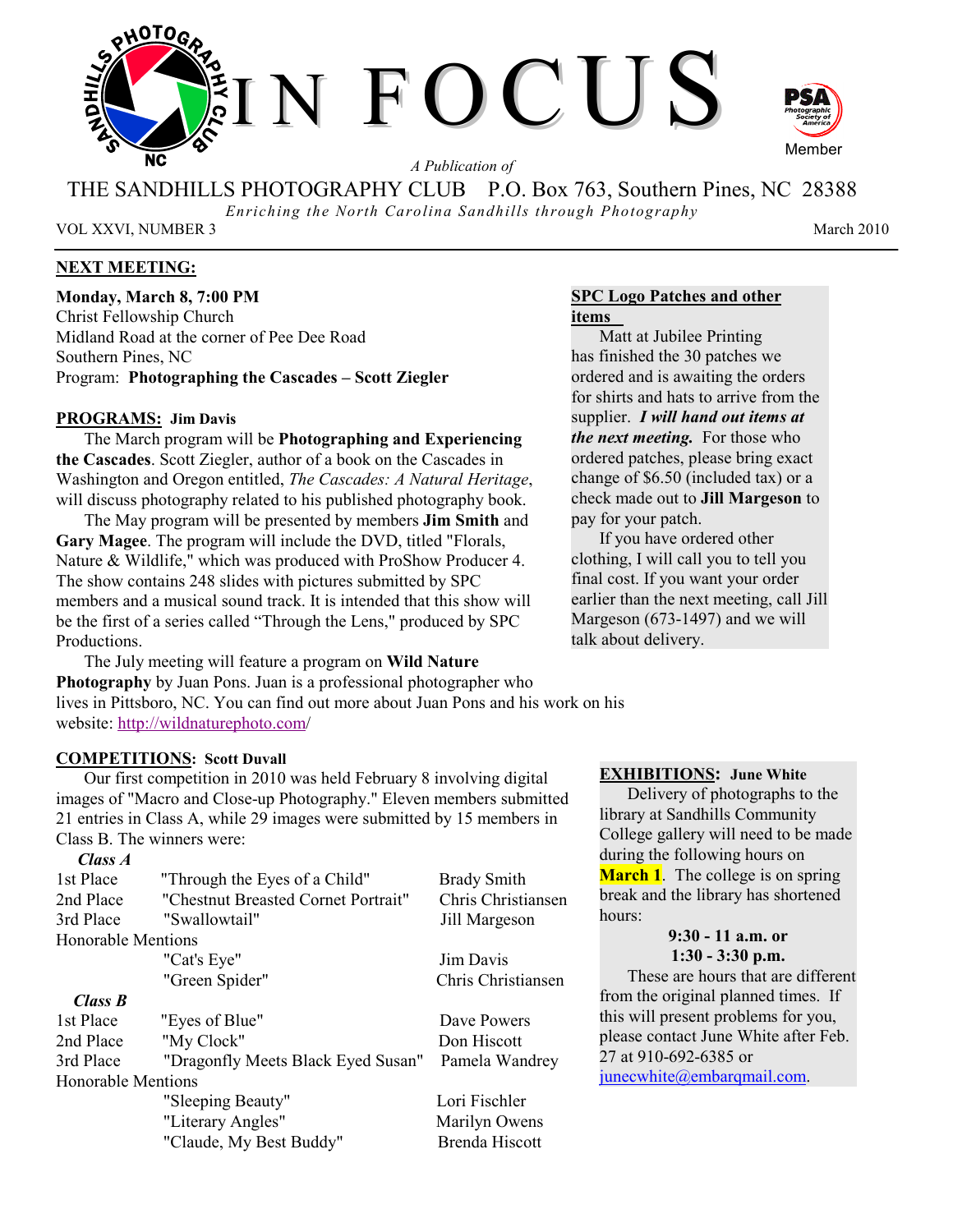# IN FOCUS

*A Publication of*

THE SANDHILLS PHOTOGRAPHY CLUB    P.O. Box 763, Southern Pines, NC 28388

*Enriching the North Carolina Sandhills through Photography*

VOL XXVI, NUMBER 3    March 2010

## NEXT MEETING:

**Monday, March 8, 7:00 PM**
Christ Fellowship Church
Midland Road at the corner of Pee Dee Road
Southern Pines, NC
Program: **Photographing the Cascades – Scott Ziegler**

## PROGRAMS: Jim Davis

The March program will be **Photographing and Experiencing the Cascades**. Scott Ziegler, author of a book on the Cascades in Washington and Oregon entitled, *The Cascades: A Natural Heritage*, will discuss photography related to his published photography book.

The May program will be presented by members **Jim Smith** and **Gary Magee**. The program will include the DVD, titled "Florals, Nature & Wildlife," which was produced with ProShow Producer 4. The show contains 248 slides with pictures submitted by SPC members and a musical sound track. It is intended that this show will be the first of a series called "Through the Lens," produced by SPC Productions.

The July meeting will feature a program on **Wild Nature Photography** by Juan Pons. Juan is a professional photographer who lives in Pittsboro, NC. You can find out more about Juan Pons and his work on his website: http://wildnaturephoto.com/

## SPC Logo Patches and other items

Matt at Jubilee Printing has finished the 30 patches we ordered and is awaiting the orders for shirts and hats to arrive from the supplier. ***I will hand out items at the next meeting.*** For those who ordered patches, please bring exact change of $6.50 (included tax) or a check made out to **Jill Margeson** to pay for your patch.

If you have ordered other clothing, I will call you to tell you final cost. If you want your order earlier than the next meeting, call Jill Margeson (673-1497) and we will talk about delivery.

## COMPETITIONS: Scott Duvall

Our first competition in 2010 was held February 8 involving digital images of "Macro and Close-up Photography." Eleven members submitted 21 entries in Class A, while 29 images were submitted by 15 members in Class B. The winners were:

***Class A***

| | | |
|---|---|---|
| 1st Place | "Through the Eyes of a Child" | Brady Smith |
| 2nd Place | "Chestnut Breasted Cornet Portrait" | Chris Christiansen |
| 3rd Place | "Swallowtail" | Jill Margeson |
| Honorable Mentions | | |
| | "Cat's Eye" | Jim Davis |
| | "Green Spider" | Chris Christiansen |

***Class B***

| | | |
|---|---|---|
| 1st Place | "Eyes of Blue" | Dave Powers |
| 2nd Place | "My Clock" | Don Hiscott |
| 3rd Place | "Dragonfly Meets Black Eyed Susan" | Pamela Wandrey |
| Honorable Mentions | | |
| | "Sleeping Beauty" | Lori Fischler |
| | "Literary Angles" | Marilyn Owens |
| | "Claude, My Best Buddy" | Brenda Hiscott |

## EXHIBITIONS: June White

Delivery of photographs to the library at Sandhills Community College gallery will need to be made during the following hours on **March 1**. The college is on spring break and the library has shortened hours:

**9:30 - 11 a.m. or**
**1:30 - 3:30 p.m.**

These are hours that are different from the original planned times. If this will present problems for you, please contact June White after Feb. 27 at 910-692-6385 or junecwhite@embarqmail.com.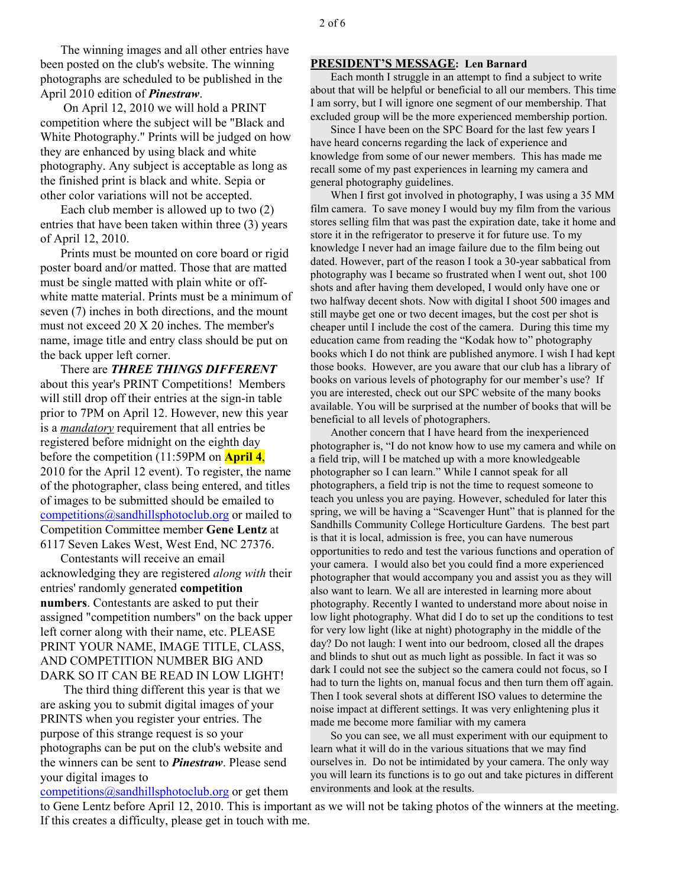The winning images and all other entries have been posted on the club's website. The winning photographs are scheduled to be published in the April 2010 edition of ***Pinestraw***.

On April 12, 2010 we will hold a PRINT competition where the subject will be "Black and White Photography." Prints will be judged on how they are enhanced by using black and white photography. Any subject is acceptable as long as the finished print is black and white. Sepia or other color variations will not be accepted.

Each club member is allowed up to two (2) entries that have been taken within three (3) years of April 12, 2010.

Prints must be mounted on core board or rigid poster board and/or matted. Those that are matted must be single matted with plain white or off-white matte material. Prints must be a minimum of seven (7) inches in both directions, and the mount must not exceed 20 X 20 inches. The member's name, image title and entry class should be put on the back upper left corner.

There are ***THREE THINGS DIFFERENT*** about this year's PRINT Competitions! Members will still drop off their entries at the sign-in table prior to 7PM on April 12. However, new this year is a *mandatory* requirement that all entries be registered before midnight on the eighth day before the competition (11:59PM on **April 4**, 2010 for the April 12 event). To register, the name of the photographer, class being entered, and titles of images to be submitted should be emailed to competitions@sandhillsphotoclub.org or mailed to Competition Committee member **Gene Lentz** at 6117 Seven Lakes West, West End, NC 27376.

Contestants will receive an email acknowledging they are registered *along with* their entries' randomly generated **competition numbers**. Contestants are asked to put their assigned "competition numbers" on the back upper left corner along with their name, etc. PLEASE PRINT YOUR NAME, IMAGE TITLE, CLASS, AND COMPETITION NUMBER BIG AND DARK SO IT CAN BE READ IN LOW LIGHT!

The third thing different this year is that we are asking you to submit digital images of your PRINTS when you register your entries. The purpose of this strange request is so your photographs can be put on the club's website and the winners can be sent to ***Pinestraw***. Please send your digital images to competitions@sandhillsphotoclub.org or get them to Gene Lentz before April 12, 2010. This is important as we will not be taking photos of the winners at the meeting. If this creates a difficulty, please get in touch with me.

## PRESIDENT'S MESSAGE: Len Barnard

Each month I struggle in an attempt to find a subject to write about that will be helpful or beneficial to all our members. This time I am sorry, but I will ignore one segment of our membership. That excluded group will be the more experienced membership portion.

Since I have been on the SPC Board for the last few years I have heard concerns regarding the lack of experience and knowledge from some of our newer members. This has made me recall some of my past experiences in learning my camera and general photography guidelines.

When I first got involved in photography, I was using a 35 MM film camera. To save money I would buy my film from the various stores selling film that was past the expiration date, take it home and store it in the refrigerator to preserve it for future use. To my knowledge I never had an image failure due to the film being out dated. However, part of the reason I took a 30-year sabbatical from photography was I became so frustrated when I went out, shot 100 shots and after having them developed, I would only have one or two halfway decent shots. Now with digital I shoot 500 images and still maybe get one or two decent images, but the cost per shot is cheaper until I include the cost of the camera. During this time my education came from reading the "Kodak how to" photography books which I do not think are published anymore. I wish I had kept those books. However, are you aware that our club has a library of books on various levels of photography for our member's use? If you are interested, check out our SPC website of the many books available. You will be surprised at the number of books that will be beneficial to all levels of photographers.

Another concern that I have heard from the inexperienced photographer is, "I do not know how to use my camera and while on a field trip, will I be matched up with a more knowledgeable photographer so I can learn." While I cannot speak for all photographers, a field trip is not the time to request someone to teach you unless you are paying. However, scheduled for later this spring, we will be having a "Scavenger Hunt" that is planned for the Sandhills Community College Horticulture Gardens. The best part is that it is local, admission is free, you can have numerous opportunities to redo and test the various functions and operation of your camera. I would also bet you could find a more experienced photographer that would accompany you and assist you as they will also want to learn. We all are interested in learning more about photography. Recently I wanted to understand more about noise in low light photography. What did I do to set up the conditions to test for very low light (like at night) photography in the middle of the day? Do not laugh: I went into our bedroom, closed all the drapes and blinds to shut out as much light as possible. In fact it was so dark I could not see the subject so the camera could not focus, so I had to turn the lights on, manual focus and then turn them off again. Then I took several shots at different ISO values to determine the noise impact at different settings. It was very enlightening plus it made me become more familiar with my camera

So you can see, we all must experiment with our equipment to learn what it will do in the various situations that we may find ourselves in. Do not be intimidated by your camera. The only way you will learn its functions is to go out and take pictures in different environments and look at the results.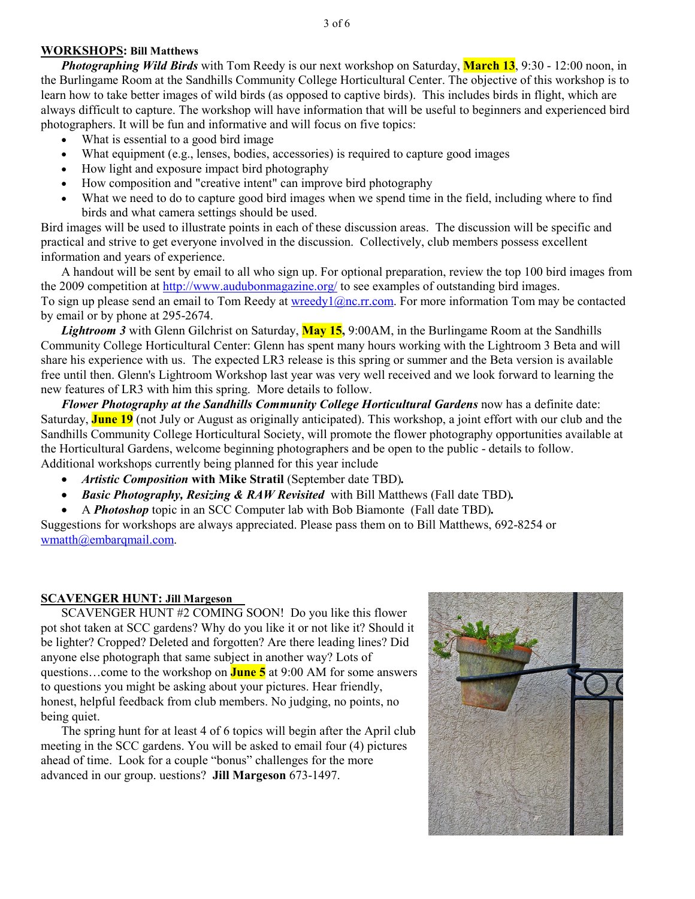**WORKSHOPS: Bill Matthews**

***Photographing Wild Birds*** with Tom Reedy is our next workshop on Saturday, **March 13**, 9:30 - 12:00 noon, in the Burlingame Room at the Sandhills Community College Horticultural Center. The objective of this workshop is to learn how to take better images of wild birds (as opposed to captive birds). This includes birds in flight, which are always difficult to capture. The workshop will have information that will be useful to beginners and experienced bird photographers. It will be fun and informative and will focus on five topics:

- What is essential to a good bird image
- What equipment (e.g., lenses, bodies, accessories) is required to capture good images
- How light and exposure impact bird photography
- How composition and "creative intent" can improve bird photography
- What we need to do to capture good bird images when we spend time in the field, including where to find birds and what camera settings should be used.

Bird images will be used to illustrate points in each of these discussion areas. The discussion will be specific and practical and strive to get everyone involved in the discussion. Collectively, club members possess excellent information and years of experience.

A handout will be sent by email to all who sign up. For optional preparation, review the top 100 bird images from the 2009 competition at http://www.audubonmagazine.org/ to see examples of outstanding bird images. To sign up please send an email to Tom Reedy at wreedy1@nc.rr.com. For more information Tom may be contacted by email or by phone at 295-2674.

***Lightroom 3*** with Glenn Gilchrist on Saturday, **May 15**, 9:00AM, in the Burlingame Room at the Sandhills Community College Horticultural Center: Glenn has spent many hours working with the Lightroom 3 Beta and will share his experience with us. The expected LR3 release is this spring or summer and the Beta version is available free until then. Glenn's Lightroom Workshop last year was very well received and we look forward to learning the new features of LR3 with him this spring. More details to follow.

***Flower Photography at the Sandhills Community College Horticultural Gardens*** now has a definite date: Saturday, **June 19** (not July or August as originally anticipated). This workshop, a joint effort with our club and the Sandhills Community College Horticultural Society, will promote the flower photography opportunities available at the Horticultural Gardens, welcome beginning photographers and be open to the public - details to follow.

Additional workshops currently being planned for this year include

- ***Artistic Composition* with Mike Stratil** (September date TBD).
- ***Basic Photography, Resizing & RAW Revisited*** with Bill Matthews (Fall date TBD).
- A ***Photoshop*** topic in an SCC Computer lab with Bob Biamonte (Fall date TBD).

Suggestions for workshops are always appreciated. Please pass them on to Bill Matthews, 692-8254 or wmatth@embarqmail.com.

**SCAVENGER HUNT: Jill Margeson**

SCAVENGER HUNT #2 COMING SOON! Do you like this flower pot shot taken at SCC gardens? Why do you like it or not like it? Should it be lighter? Cropped? Deleted and forgotten? Are there leading lines? Did anyone else photograph that same subject in another way? Lots of questions…come to the workshop on **June 5** at 9:00 AM for some answers to questions you might be asking about your pictures. Hear friendly, honest, helpful feedback from club members. No judging, no points, no being quiet.

The spring hunt for at least 4 of 6 topics will begin after the April club meeting in the SCC gardens. You will be asked to email four (4) pictures ahead of time. Look for a couple "bonus" challenges for the more advanced in our group. uestions? **Jill Margeson** 673-1497.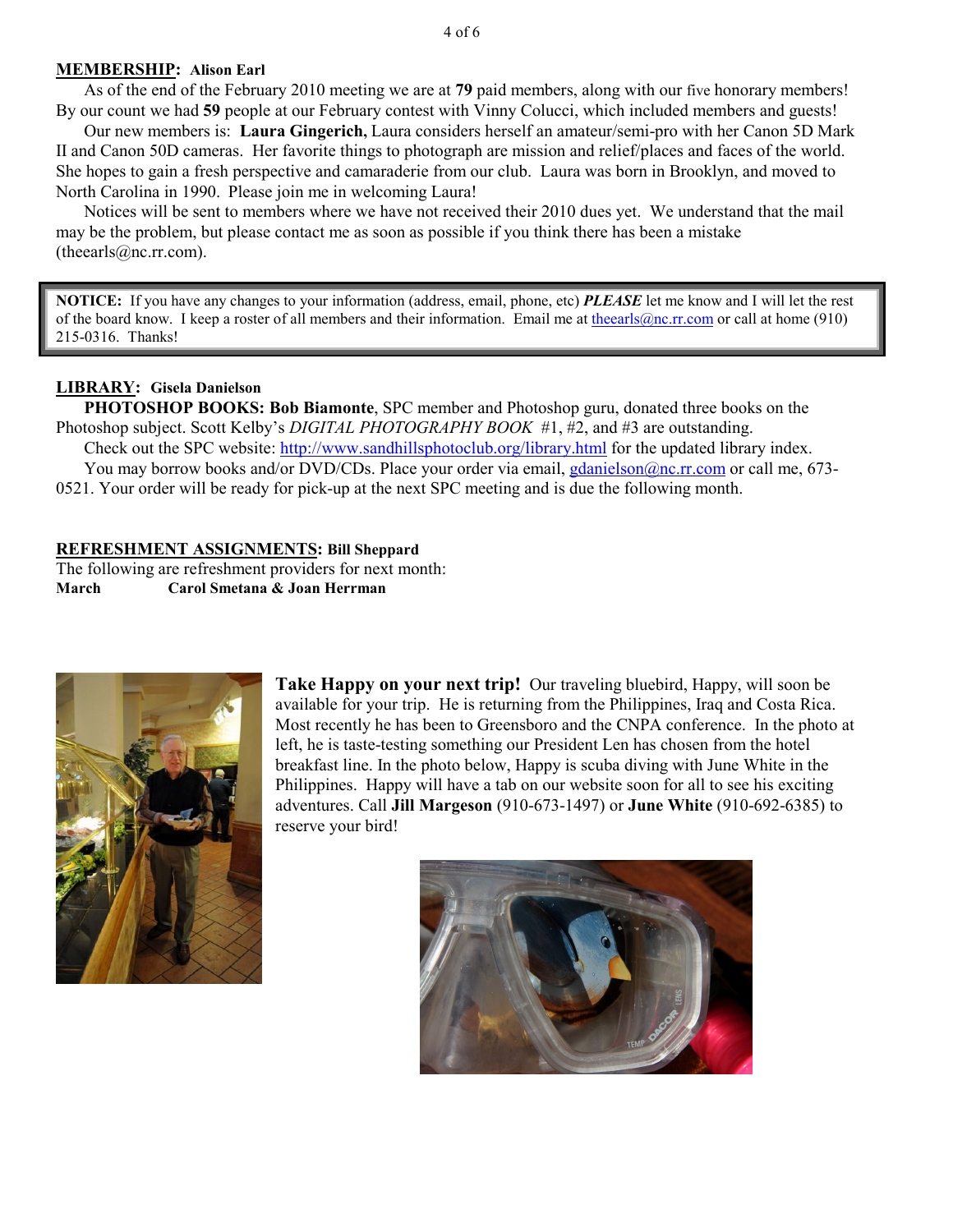**MEMBERSHIP: Alison Earl**

As of the end of the February 2010 meeting we are at **79** paid members, along with our five honorary members! By our count we had **59** people at our February contest with Vinny Colucci, which included members and guests!

Our new members is: **Laura Gingerich,** Laura considers herself an amateur/semi-pro with her Canon 5D Mark II and Canon 50D cameras. Her favorite things to photograph are mission and relief/places and faces of the world. She hopes to gain a fresh perspective and camaraderie from our club. Laura was born in Brooklyn, and moved to North Carolina in 1990. Please join me in welcoming Laura!

Notices will be sent to members where we have not received their 2010 dues yet. We understand that the mail may be the problem, but please contact me as soon as possible if you think there has been a mistake (theearls@nc.rr.com).

> **NOTICE:** If you have any changes to your information (address, email, phone, etc) ***PLEASE*** let me know and I will let the rest of the board know. I keep a roster of all members and their information. Email me at theearls@nc.rr.com or call at home (910) 215-0316. Thanks!

**LIBRARY: Gisela Danielson**

**PHOTOSHOP BOOKS: Bob Biamonte**, SPC member and Photoshop guru, donated three books on the Photoshop subject. Scott Kelby's *DIGITAL PHOTOGRAPHY BOOK* #1, #2, and #3 are outstanding.

Check out the SPC website: http://www.sandhillsphotoclub.org/library.html for the updated library index.

You may borrow books and/or DVD/CDs. Place your order via email, gdanielson@nc.rr.com or call me, 673-0521. Your order will be ready for pick-up at the next SPC meeting and is due the following month.

**REFRESHMENT ASSIGNMENTS: Bill Sheppard**

The following are refreshment providers for next month:

**March** **Carol Smetana & Joan Herrman**

**Take Happy on your next trip!** Our traveling bluebird, Happy, will soon be available for your trip. He is returning from the Philippines, Iraq and Costa Rica. Most recently he has been to Greensboro and the CNPA conference. In the photo at left, he is taste-testing something our President Len has chosen from the hotel breakfast line. In the photo below, Happy is scuba diving with June White in the Philippines. Happy will have a tab on our website soon for all to see his exciting adventures. Call **Jill Margeson** (910-673-1497) or **June White** (910-692-6385) to reserve your bird!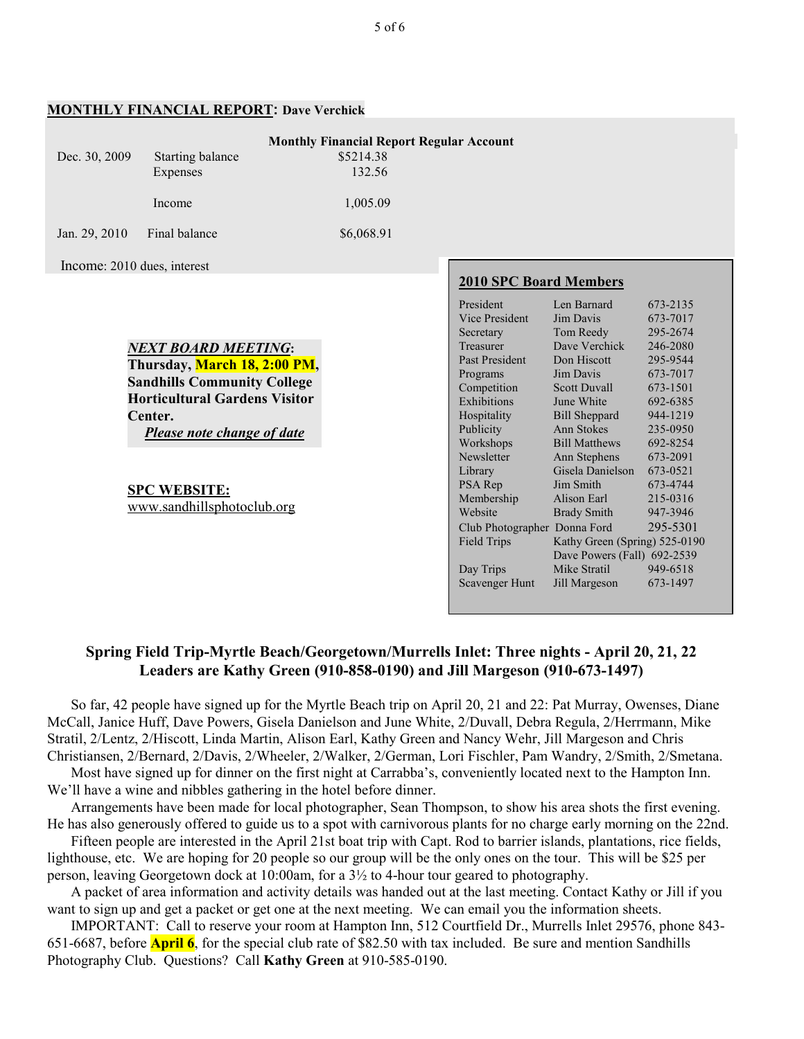## **MONTHLY FINANCIAL REPORT**: Dave Verchick

**Monthly Financial Report Regular Account**

| | | |
|---|---|---|
| Dec. 30, 2009 | Starting balance | $5214.38 |
| | Expenses | 132.56 |
| | Income | 1,005.09 |
| Jan. 29, 2010 | Final balance | $6,068.91 |

Income: 2010 dues, interest

***NEXT BOARD MEETING*:**
**Thursday, March 18, 2:00 PM, Sandhills Community College Horticultural Gardens Visitor Center.**
***Please note change of date***

**SPC WEBSITE:**
www.sandhillsphotoclub.org

### 2010 SPC Board Members

| | | |
|---|---|---|
| President | Len Barnard | 673-2135 |
| Vice President | Jim Davis | 673-7017 |
| Secretary | Tom Reedy | 295-2674 |
| Treasurer | Dave Verchick | 246-2080 |
| Past President | Don Hiscott | 295-9544 |
| Programs | Jim Davis | 673-7017 |
| Competition | Scott Duvall | 673-1501 |
| Exhibitions | June White | 692-6385 |
| Hospitality | Bill Sheppard | 944-1219 |
| Publicity | Ann Stokes | 235-0950 |
| Workshops | Bill Matthews | 692-8254 |
| Newsletter | Ann Stephens | 673-2091 |
| Library | Gisela Danielson | 673-0521 |
| PSA Rep | Jim Smith | 673-4744 |
| Membership | Alison Earl | 215-0316 |
| Website | Brady Smith | 947-3946 |
| Club Photographer | Donna Ford | 295-5301 |
| Field Trips | Kathy Green (Spring) | 525-0190 |
| | Dave Powers (Fall) | 692-2539 |
| Day Trips | Mike Stratil | 949-6518 |
| Scavenger Hunt | Jill Margeson | 673-1497 |

## Spring Field Trip-Myrtle Beach/Georgetown/Murrells Inlet: Three nights - April 20, 21, 22
## Leaders are Kathy Green (910-858-0190) and Jill Margeson (910-673-1497)

So far, 42 people have signed up for the Myrtle Beach trip on April 20, 21 and 22: Pat Murray, Owenses, Diane McCall, Janice Huff, Dave Powers, Gisela Danielson and June White, 2/Duvall, Debra Regula, 2/Herrmann, Mike Stratil, 2/Lentz, 2/Hiscott, Linda Martin, Alison Earl, Kathy Green and Nancy Wehr, Jill Margeson and Chris Christiansen, 2/Bernard, 2/Davis, 2/Wheeler, 2/Walker, 2/German, Lori Fischler, Pam Wandry, 2/Smith, 2/Smetana.

Most have signed up for dinner on the first night at Carrabba's, conveniently located next to the Hampton Inn. We'll have a wine and nibbles gathering in the hotel before dinner.

Arrangements have been made for local photographer, Sean Thompson, to show his area shots the first evening. He has also generously offered to guide us to a spot with carnivorous plants for no charge early morning on the 22nd.

Fifteen people are interested in the April 21st boat trip with Capt. Rod to barrier islands, plantations, rice fields, lighthouse, etc. We are hoping for 20 people so our group will be the only ones on the tour. This will be $25 per person, leaving Georgetown dock at 10:00am, for a 3½ to 4-hour tour geared to photography.

A packet of area information and activity details was handed out at the last meeting. Contact Kathy or Jill if you want to sign up and get a packet or get one at the next meeting. We can email you the information sheets.

IMPORTANT: Call to reserve your room at Hampton Inn, 512 Courtfield Dr., Murrells Inlet 29576, phone 843-651-6687, before **April 6**, for the special club rate of $82.50 with tax included. Be sure and mention Sandhills Photography Club. Questions? Call **Kathy Green** at 910-585-0190.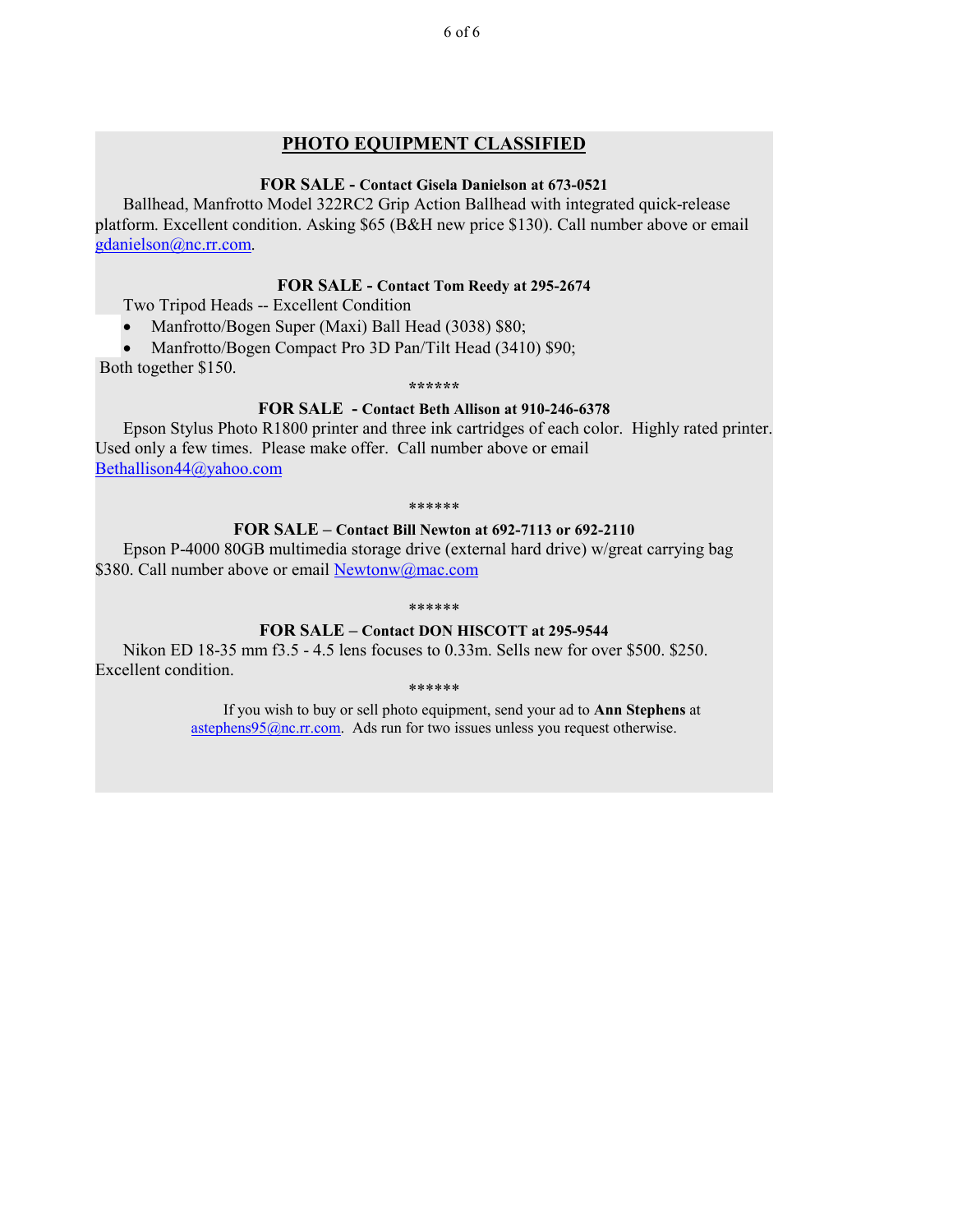## PHOTO EQUIPMENT CLASSIFIED

**FOR SALE - Contact Gisela Danielson at 673-0521**

Ballhead, Manfrotto Model 322RC2 Grip Action Ballhead with integrated quick-release platform. Excellent condition. Asking $65 (B&H new price $130). Call number above or email gdanielson@nc.rr.com.

**FOR SALE - Contact Tom Reedy at 295-2674**

Two Tripod Heads -- Excellent Condition

- Manfrotto/Bogen Super (Maxi) Ball Head (3038) $80;
- Manfrotto/Bogen Compact Pro 3D Pan/Tilt Head (3410) $90;

Both together $150.

******

**FOR SALE - Contact Beth Allison at 910-246-6378**

Epson Stylus Photo R1800 printer and three ink cartridges of each color. Highly rated printer. Used only a few times. Please make offer. Call number above or email Bethallison44@yahoo.com

******

**FOR SALE – Contact Bill Newton at 692-7113 or 692-2110**

Epson P-4000 80GB multimedia storage drive (external hard drive) w/great carrying bag $380. Call number above or email Newtonw@mac.com

******

**FOR SALE – Contact DON HISCOTT at 295-9544**

Nikon ED 18-35 mm f3.5 - 4.5 lens focuses to 0.33m. Sells new for over $500. $250. Excellent condition.

******

If you wish to buy or sell photo equipment, send your ad to **Ann Stephens** at astephens95@nc.rr.com. Ads run for two issues unless you request otherwise.